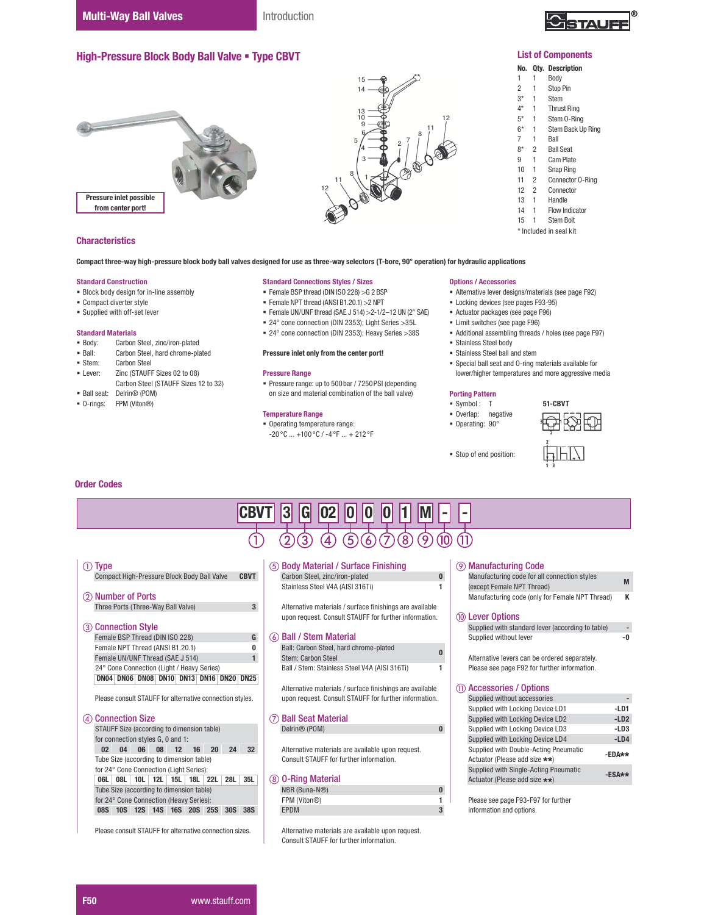# High-Pressure Block Body Ball Valve ▪ Type CBVT

Pressure inlet possible from center port!

## List of Components

| No. | Qty. | Description |
|---|---|---|
| 1 | 1 | Body |
| 2 | 1 | Stop Pin |
| 3* | 1 | Stem |
| 4* | 1 | Thrust Ring |
| 5* | 1 | Stem O-Ring |
| 6* | 1 | Stem Back Up Ring |
| 7 | 1 | Ball |
| 8* | 2 | Ball Seat |
| 9 | 1 | Cam Plate |
| 10 | 1 | Snap Ring |
| 11 | 2 | Connector O-Ring |
| 12 | 2 | Connector |
| 13 | 1 | Handle |
| 14 | 1 | Flow Indicator |
| 15 | 1 | Stem Bolt |

\* Included in seal kit

## Characteristics

**Compact three-way high-pressure block body ball valves designed for use as three-way selectors (T-bore, 90° operation) for hydraulic applications**

### Standard Construction
- Block body design for in-line assembly
- Compact diverter style
- Supplied with off-set lever

### Standard Materials
- Body: Carbon Steel, zinc/iron-plated
- Ball: Carbon Steel, hard chrome-plated
- Stem: Carbon Steel
- Lever: Zinc (STAUFF Sizes 02 to 08) Carbon Steel (STAUFF Sizes 12 to 32)
- Ball seat: Delrin® (POM)
- O-rings: FPM (Viton®)

### Standard Connections Styles / Sizes
- Female BSP thread (DIN ISO 228) >G 2 BSP
- Female NPT thread (ANSI B1.20.1) >2 NPT
- Female UN/UNF thread (SAE J 514) >2-1/2–12 UN (2" SAE)
- 24° cone connection (DIN 2353); Light Series >35L
- 24° cone connection (DIN 2353); Heavy Series >38S

**Pressure inlet only from the center port!**

### Pressure Range
- Pressure range: up to 500 bar / 7250 PSI (depending on size and material combination of the ball valve)

### Temperature Range
- Operating temperature range: -20 °C ... +100 °C / -4 °F ... + 212 °F

### Options / Accessories
- Alternative lever designs/materials (see page F92)
- Locking devices (see pages F93-95)
- Actuator packages (see page F96)
- Limit switches (see page F96)
- Additional assembling threads / holes (see page F97)
- Stainless Steel body
- Stainless Steel ball and stem
- Special ball seat and O-ring materials available for lower/higher temperatures and more aggressive media

### Porting Pattern
- Symbol: T
- Overlap: negative
- Operating: 90°
- Stop of end position:

51-CBVT

## Order Codes

| CBVT | 3 | G | 02 | 0 | 0 | 0 | 1 | M | - | - |
|---|---|---|---|---|---|---|---|---|---|---|
| ① | ② | ③ | ④ | ⑤ | ⑥ | ⑦ | ⑧ | ⑨ | ⑩ | ⑪ |

### ① Type

| | |
|---|---|
| Compact High-Pressure Block Body Ball Valve | CBVT |

### ② Number of Ports

| | |
|---|---|
| Three Ports (Three-Way Ball Valve) | 3 |

### ③ Connection Style

| | |
|---|---|
| Female BSP Thread (DIN ISO 228) | G |
| Female NPT Thread (ANSI B1.20.1) | 0 |
| Female UN/UNF Thread (SAE J 514) | 1 |
| 24° Cone Connection (Light / Heavy Series) | |

| DN04 | DN06 | DN08 | DN10 | DN13 | DN16 | DN20 | DN25 |
|---|---|---|---|---|---|---|---|

Please consult STAUFF for alternative connection styles.

### ④ Connection Size

STAUFF Size (according to dimension table) for connection styles G, 0 and 1:

| 02 | 04 | 06 | 08 | 12 | 16 | 20 | 24 | 32 |
|---|---|---|---|---|---|---|---|---|

Tube Size (according to dimension table) for 24° Cone Connection (Light Series):

| 06L | 08L | 10L | 12L | 15L | 18L | 22L | 28L | 35L |
|---|---|---|---|---|---|---|---|---|

Tube Size (according to dimension table) for 24° Cone Connection (Heavy Series):

| 08S | 10S | 12S | 14S | 16S | 20S | 25S | 30S | 38S |
|---|---|---|---|---|---|---|---|---|

Please consult STAUFF for alternative connection sizes.

### ⑤ Body Material / Surface Finishing

| | |
|---|---|
| Carbon Steel, zinc/iron-plated | 0 |
| Stainless Steel V4A (AISI 316Ti) | 1 |

Alternative materials / surface finishings are available upon request. Consult STAUFF for further information.

### ⑥ Ball / Stem Material

| | |
|---|---|
| Ball: Carbon Steel, hard chrome-plated Stem: Carbon Steel | 0 |
| Ball / Stem: Stainless Steel V4A (AISI 316Ti) | 1 |

Alternative materials / surface finishings are available upon request. Consult STAUFF for further information.

### ⑦ Ball Seat Material

| | |
|---|---|
| Delrin® (POM) | 0 |

Alternative materials are available upon request. Consult STAUFF for further information.

### ⑧ O-Ring Material

| | |
|---|---|
| NBR (Buna-N®) | 0 |
| FPM (Viton®) | 1 |
| EPDM | 3 |

Alternative materials are available upon request. Consult STAUFF for further information.

### ⑨ Manufacturing Code

| | |
|---|---|
| Manufacturing code for all connection styles (except Female NPT Thread) | M |
| Manufacturing code (only for Female NPT Thread) | K |

### ⑩ Lever Options

| | |
|---|---|
| Supplied with standard lever (according to table) | - |
| Supplied without lever | -0 |

Alternative levers can be ordered separately. Please see page F92 for further information.

### ⑪ Accessories / Options

| | |
|---|---|
| Supplied without accessories | - |
| Supplied with Locking Device LD1 | -LD1 |
| Supplied with Locking Device LD2 | -LD2 |
| Supplied with Locking Device LD3 | -LD3 |
| Supplied with Locking Device LD4 | -LD4 |
| Supplied with Double-Acting Pneumatic Actuator (Please add size ★★) | -EDA★★ |
| Supplied with Single-Acting Pneumatic Actuator (Please add size ★★) | -ESA★★ |

Please see page F93-F97 for further information and options.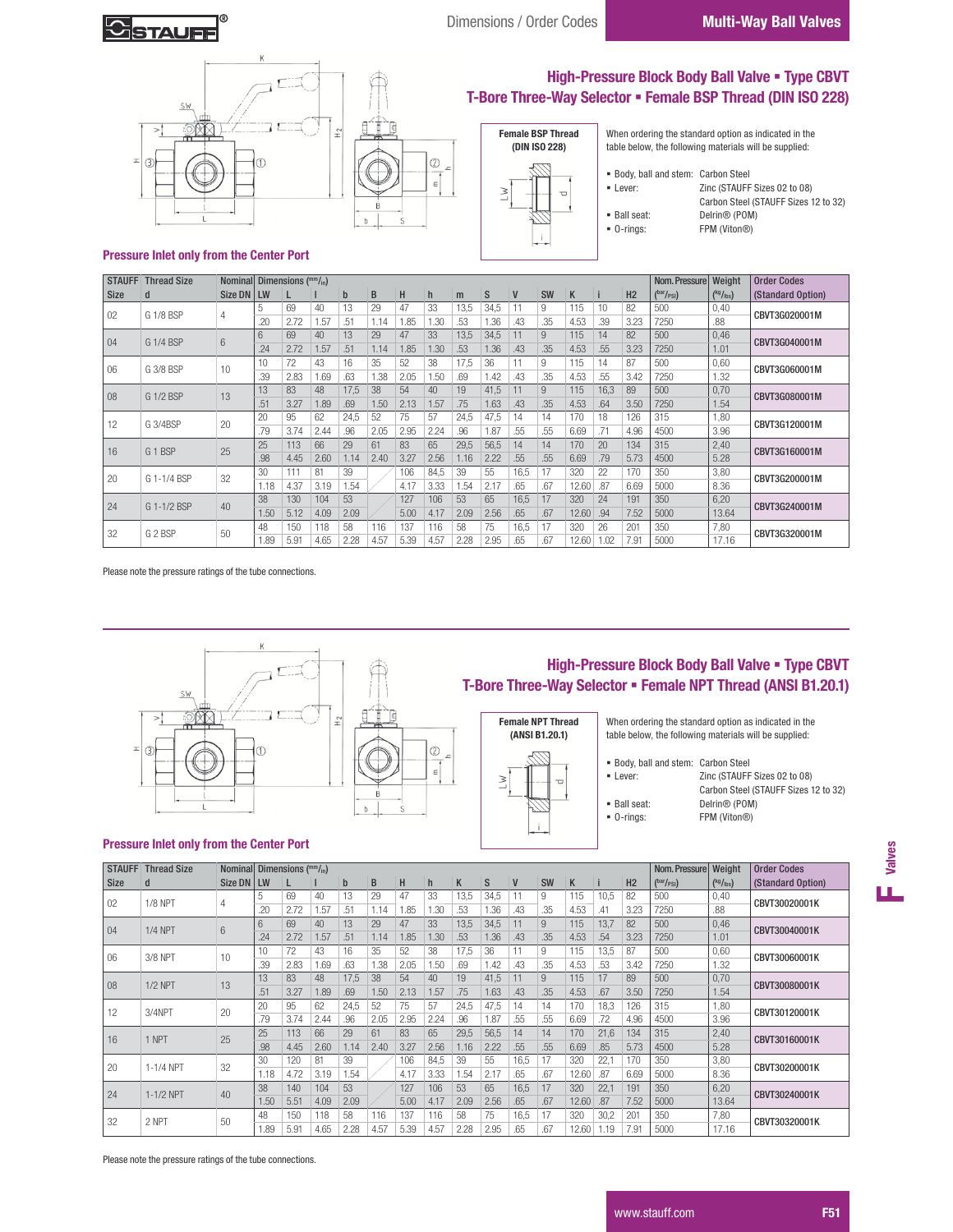## High-Pressure Block Body Ball Valve ▪ Type CBVT
## T-Bore Three-Way Selector ▪ Female BSP Thread (DIN ISO 228)

**Pressure Inlet only from the Center Port**

**Female BSP Thread (DIN ISO 228)**

When ordering the standard option as indicated in the table below, the following materials will be supplied:

- Body, ball and stem: Carbon Steel
- Lever: Zinc (STAUFF Sizes 02 to 08), Carbon Steel (STAUFF Sizes 12 to 32)
- Ball seat: Delrin® (POM)
- O-rings: FPM (Viton®)

| STAUFF Size | Thread Size d | Nominal Size DN | Dimensions (mm/in) LW | L | l | b | B | H | h | m | S | V | SW | K | i | H2 | Nom. Pressure (bar/PSI) | Weight (kg/lbs) | Order Codes (Standard Option) |
|---|---|---|---|---|---|---|---|---|---|---|---|---|---|---|---|---|---|---|---|
| 02 | G 1/8 BSP | 4 | 5 | 69 | 40 | 13 | 29 | 47 | 33 | 13,5 | 34,5 | 11 | 9 | 115 | 10 | 82 | 500 | 0,40 | CBVT3G020001M |
| | | | .20 | 2.72 | 1.57 | .51 | 1.14 | 1.85 | 1.30 | .53 | 1.36 | .43 | .35 | 4.53 | .39 | 3.23 | 7250 | .88 | |
| 04 | G 1/4 BSP | 6 | 6 | 69 | 40 | 13 | 29 | 47 | 33 | 13,5 | 34,5 | 11 | 9 | 115 | 14 | 82 | 500 | 0,46 | CBVT3G040001M |
| | | | .24 | 2.72 | 1.57 | .51 | 1.14 | 1.85 | 1.30 | .53 | 1.36 | .43 | .35 | 4.53 | .55 | 3.23 | 7250 | 1.01 | |
| 06 | G 3/8 BSP | 10 | 10 | 72 | 43 | 16 | 35 | 52 | 38 | 17,5 | 36 | 11 | 9 | 115 | 14 | 87 | 500 | 0,60 | CBVT3G060001M |
| | | | .39 | 2.83 | 1.69 | .63 | 1.38 | 2.05 | 1.50 | .69 | 1.42 | .43 | .35 | 4.53 | .55 | 3.42 | 7250 | 1.32 | |
| 08 | G 1/2 BSP | 13 | 13 | 83 | 48 | 17,5 | 38 | 54 | 40 | 19 | 41,5 | 11 | 9 | 115 | 16,3 | 89 | 500 | 0,70 | CBVT3G080001M |
| | | | .51 | 3.27 | 1.89 | .69 | 1.50 | 2.13 | 1.57 | .75 | 1.63 | .43 | .35 | 4.53 | .64 | 3.50 | 7250 | 1.54 | |
| 12 | G 3/4BSP | 20 | 20 | 95 | 62 | 24,5 | 52 | 75 | 57 | 24,5 | 47,5 | 14 | 14 | 170 | 18 | 126 | 315 | 1,80 | CBVT3G120001M |
| | | | .79 | 3.74 | 2.44 | .96 | 2.05 | 2.95 | 2.24 | .96 | 1.87 | .55 | .55 | 6.69 | .71 | 4.96 | 4500 | 3.96 | |
| 16 | G 1 BSP | 25 | 25 | 113 | 66 | 29 | 61 | 83 | 65 | 29,5 | 56,5 | 14 | 14 | 170 | 20 | 134 | 315 | 2,40 | CBVT3G160001M |
| | | | .98 | 4.45 | 2.60 | 1.14 | 2.40 | 3.27 | 2.56 | 1.16 | 2.22 | .55 | .55 | 6.69 | .79 | 5.73 | 4500 | 5.28 | |
| 20 | G 1-1/4 BSP | 32 | 30 | 111 | 81 | 39 | | 106 | 84,5 | 39 | 55 | 16,5 | 17 | 320 | 22 | 170 | 350 | 3,80 | CBVT3G200001M |
| | | | 1.18 | 4.37 | 3.19 | 1.54 | | 4.17 | 3.33 | 1.54 | 2.17 | .65 | .67 | 12.60 | .87 | 6.69 | 5000 | 8.36 | |
| 24 | G 1-1/2 BSP | 40 | 38 | 130 | 104 | 53 | | 127 | 106 | 53 | 65 | 16,5 | 17 | 320 | 24 | 191 | 350 | 6,20 | CBVT3G240001M |
| | | | 1.50 | 5.12 | 4.09 | 2.09 | | 5.00 | 4.17 | 2.09 | 2.56 | .65 | .67 | 12.60 | .94 | 7.52 | 5000 | 13.64 | |
| 32 | G 2 BSP | 50 | 48 | 150 | 118 | 58 | 116 | 137 | 116 | 58 | 75 | 16,5 | 17 | 320 | 26 | 201 | 350 | 7,80 | CBVT3G320001M |
| | | | 1.89 | 5.91 | 4.65 | 2.28 | 4.57 | 5.39 | 4.57 | 2.28 | 2.95 | .65 | .67 | 12.60 | 1.02 | 7.91 | 5000 | 17.16 | |

Please note the pressure ratings of the tube connections.

## High-Pressure Block Body Ball Valve ▪ Type CBVT
## T-Bore Three-Way Selector ▪ Female NPT Thread (ANSI B1.20.1)

**Pressure Inlet only from the Center Port**

**Female NPT Thread (ANSI B1.20.1)**

When ordering the standard option as indicated in the table below, the following materials will be supplied:

- Body, ball and stem: Carbon Steel
- Lever: Zinc (STAUFF Sizes 02 to 08), Carbon Steel (STAUFF Sizes 12 to 32)
- Ball seat: Delrin® (POM)
- O-rings: FPM (Viton®)

| STAUFF Size | Thread Size d | Nominal Size DN | Dimensions (mm/in) LW | L | l | b | B | H | h | K | S | V | SW | K | i | H2 | Nom. Pressure (bar/PSI) | Weight (kg/lbs) | Order Codes (Standard Option) |
|---|---|---|---|---|---|---|---|---|---|---|---|---|---|---|---|---|---|---|---|
| 02 | 1/8 NPT | 4 | 5 | 69 | 40 | 13 | 29 | 47 | 33 | 13,5 | 34,5 | 11 | 9 | 115 | 10,5 | 82 | 500 | 0,40 | CBVT30020001K |
| | | | .20 | 2.72 | 1.57 | .51 | 1.14 | 1.85 | 1.30 | .53 | 1.36 | .43 | .35 | 4.53 | .41 | 3.23 | 7250 | .88 | |
| 04 | 1/4 NPT | 6 | 6 | 69 | 40 | 13 | 29 | 47 | 33 | 13,5 | 34,5 | 11 | 9 | 115 | 13,7 | 82 | 500 | 0,46 | CBVT30040001K |
| | | | .24 | 2.72 | 1.57 | .51 | 1.14 | 1.85 | 1.30 | .53 | 1.36 | .43 | .35 | 4.53 | .54 | 3.23 | 7250 | 1.01 | |
| 06 | 3/8 NPT | 10 | 10 | 72 | 43 | 16 | 35 | 52 | 38 | 17,5 | 36 | 11 | 9 | 115 | 13,5 | 87 | 500 | 0,60 | CBVT30060001K |
| | | | .39 | 2.83 | 1.69 | .63 | 1.38 | 2.05 | 1.50 | .69 | 1.42 | .43 | .35 | 4.53 | .53 | 3.42 | 7250 | 1.32 | |
| 08 | 1/2 NPT | 13 | 13 | 83 | 48 | 17,5 | 38 | 54 | 40 | 19 | 41,5 | 11 | 9 | 115 | 17 | 89 | 500 | 0,70 | CBVT30080001K |
| | | | .51 | 3.27 | 1.89 | .69 | 1.50 | 2.13 | 1.57 | .75 | 1.63 | .43 | .35 | 4.53 | .67 | 3.50 | 7250 | 1.54 | |
| 12 | 3/4NPT | 20 | 20 | 95 | 62 | 24,5 | 52 | 75 | 57 | 24,5 | 47,5 | 14 | 14 | 170 | 18,3 | 126 | 315 | 1,80 | CBVT30120001K |
| | | | .79 | 3.74 | 2.44 | .96 | 2.05 | 2.95 | 2.24 | .96 | 1.87 | .55 | .55 | 6.69 | .72 | 4.96 | 4500 | 3.96 | |
| 16 | 1 NPT | 25 | 25 | 113 | 66 | 29 | 61 | 83 | 65 | 29,5 | 56,5 | 14 | 14 | 170 | 21,6 | 134 | 315 | 2,40 | CBVT30160001K |
| | | | .98 | 4.45 | 2.60 | 1.14 | 2.40 | 3.27 | 2.56 | 1.16 | 2.22 | .55 | .55 | 6.69 | .85 | 5.73 | 4500 | 5.28 | |
| 20 | 1-1/4 NPT | 32 | 30 | 120 | 81 | 39 | | 106 | 84,5 | 39 | 55 | 16,5 | 17 | 320 | 22,1 | 170 | 350 | 3,80 | CBVT30200001K |
| | | | 1.18 | 4.72 | 3.19 | 1.54 | | 4.17 | 3.33 | 1.54 | 2.17 | .65 | .67 | 12.60 | .87 | 6.69 | 5000 | 8.36 | |
| 24 | 1-1/2 NPT | 40 | 38 | 140 | 104 | 53 | | 127 | 106 | 53 | 65 | 16,5 | 17 | 320 | 22,1 | 191 | 350 | 6,20 | CBVT30240001K |
| | | | 1.50 | 5.51 | 4.09 | 2.09 | | 5.00 | 4.17 | 2.09 | 2.56 | .65 | .67 | 12.60 | .87 | 7.52 | 5000 | 13.64 | |
| 32 | 2 NPT | 50 | 48 | 150 | 118 | 58 | 116 | 137 | 116 | 58 | 75 | 16,5 | 17 | 320 | 30,2 | 201 | 350 | 7,80 | CBVT30320001K |
| | | | 1.89 | 5.91 | 4.65 | 2.28 | 4.57 | 5.39 | 4.57 | 2.28 | 2.95 | .65 | .67 | 12.60 | 1.19 | 7.91 | 5000 | 17.16 | |

Please note the pressure ratings of the tube connections.